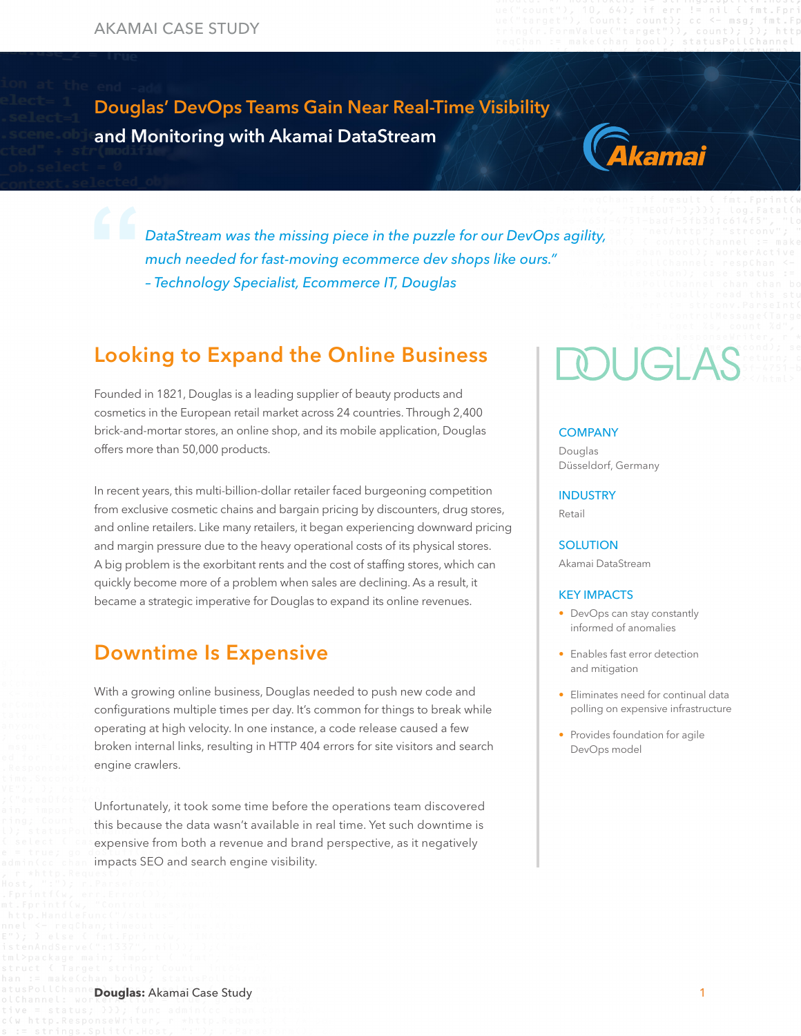AKAMAI CASE STUDY

# Douglas' DevOps Teams Gain Near Real-Time Visibility and Monitoring with Akamai DataStream

> *DataStream was the missing piece in the puzzle for our DevOps agility, much needed for fast-moving ecommerce dev shops like ours."*
> *– Technology Specialist, Ecommerce IT, Douglas*

## Looking to Expand the Online Business

Founded in 1821, Douglas is a leading supplier of beauty products and cosmetics in the European retail market across 24 countries. Through 2,400 brick-and-mortar stores, an online shop, and its mobile application, Douglas offers more than 50,000 products.

In recent years, this multi-billion-dollar retailer faced burgeoning competition from exclusive cosmetic chains and bargain pricing by discounters, drug stores, and online retailers. Like many retailers, it began experiencing downward pricing and margin pressure due to the heavy operational costs of its physical stores. A big problem is the exorbitant rents and the cost of staffing stores, which can quickly become more of a problem when sales are declining. As a result, it became a strategic imperative for Douglas to expand its online revenues.

## Downtime Is Expensive

With a growing online business, Douglas needed to push new code and configurations multiple times per day. It's common for things to break while operating at high velocity. In one instance, a code release caused a few broken internal links, resulting in HTTP 404 errors for site visitors and search engine crawlers.

Unfortunately, it took some time before the operations team discovered this because the data wasn't available in real time. Yet such downtime is expensive from both a revenue and brand perspective, as it negatively impacts SEO and search engine visibility.

DOUGLAS

**COMPANY**
Douglas
Düsseldorf, Germany

**INDUSTRY**
Retail

**SOLUTION**
Akamai DataStream

**KEY IMPACTS**
- DevOps can stay constantly informed of anomalies
- Enables fast error detection and mitigation
- Eliminates need for continual data polling on expensive infrastructure
- Provides foundation for agile DevOps model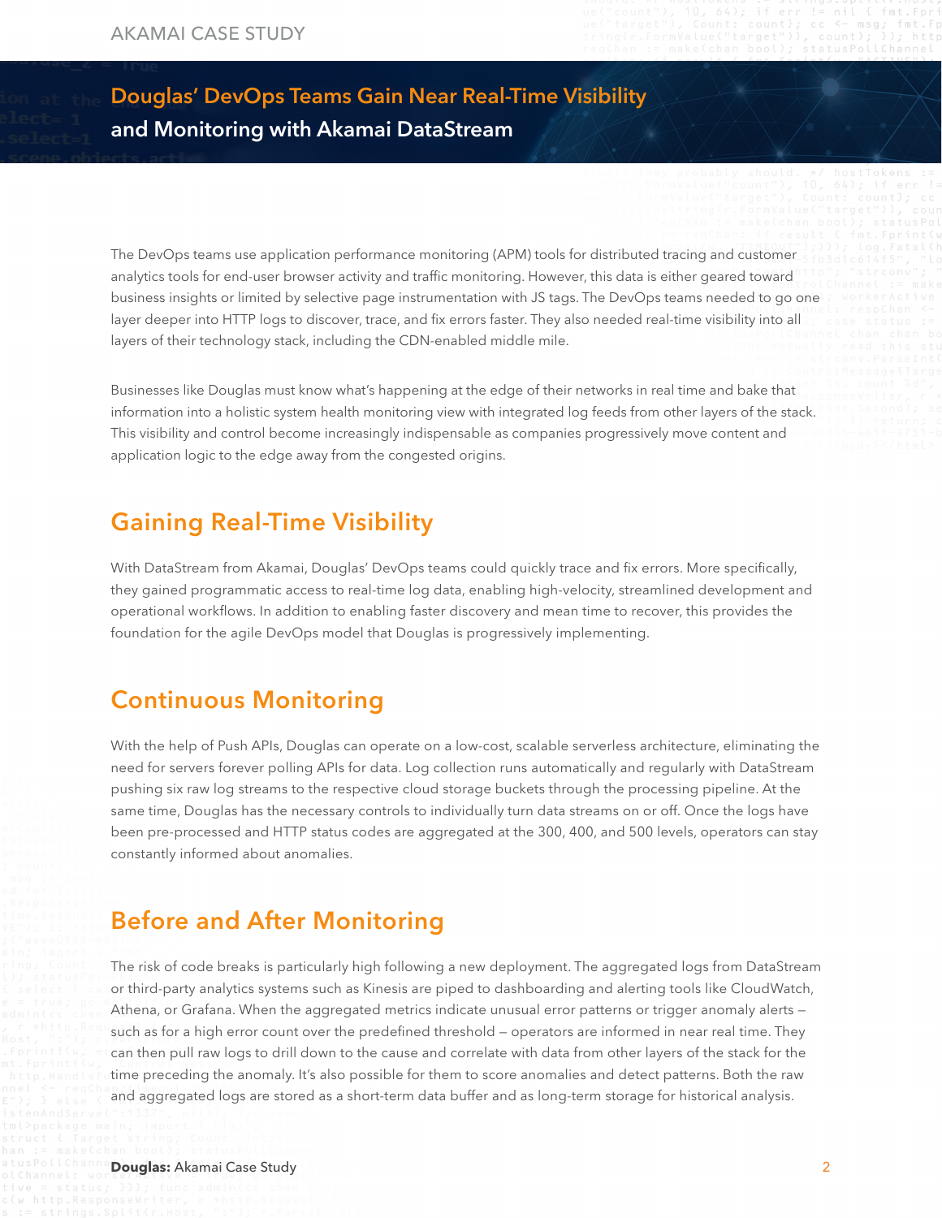AKAMAI CASE STUDY

# Douglas' DevOps Teams Gain Near Real-Time Visibility and Monitoring with Akamai DataStream

The DevOps teams use application performance monitoring (APM) tools for distributed tracing and customer analytics tools for end-user browser activity and traffic monitoring. However, this data is either geared toward business insights or limited by selective page instrumentation with JS tags. The DevOps teams needed to go one layer deeper into HTTP logs to discover, trace, and fix errors faster. They also needed real-time visibility into all layers of their technology stack, including the CDN-enabled middle mile.

Businesses like Douglas must know what's happening at the edge of their networks in real time and bake that information into a holistic system health monitoring view with integrated log feeds from other layers of the stack. This visibility and control become increasingly indispensable as companies progressively move content and application logic to the edge away from the congested origins.

## Gaining Real-Time Visibility

With DataStream from Akamai, Douglas' DevOps teams could quickly trace and fix errors. More specifically, they gained programmatic access to real-time log data, enabling high-velocity, streamlined development and operational workflows. In addition to enabling faster discovery and mean time to recover, this provides the foundation for the agile DevOps model that Douglas is progressively implementing.

## Continuous Monitoring

With the help of Push APIs, Douglas can operate on a low-cost, scalable serverless architecture, eliminating the need for servers forever polling APIs for data. Log collection runs automatically and regularly with DataStream pushing six raw log streams to the respective cloud storage buckets through the processing pipeline. At the same time, Douglas has the necessary controls to individually turn data streams on or off. Once the logs have been pre-processed and HTTP status codes are aggregated at the 300, 400, and 500 levels, operators can stay constantly informed about anomalies.

## Before and After Monitoring

The risk of code breaks is particularly high following a new deployment. The aggregated logs from DataStream or third-party analytics systems such as Kinesis are piped to dashboarding and alerting tools like CloudWatch, Athena, or Grafana. When the aggregated metrics indicate unusual error patterns or trigger anomaly alerts — such as for a high error count over the predefined threshold — operators are informed in near real time. They can then pull raw logs to drill down to the cause and correlate with data from other layers of the stack for the time preceding the anomaly. It's also possible for them to score anomalies and detect patterns. Both the raw and aggregated logs are stored as a short-term data buffer and as long-term storage for historical analysis.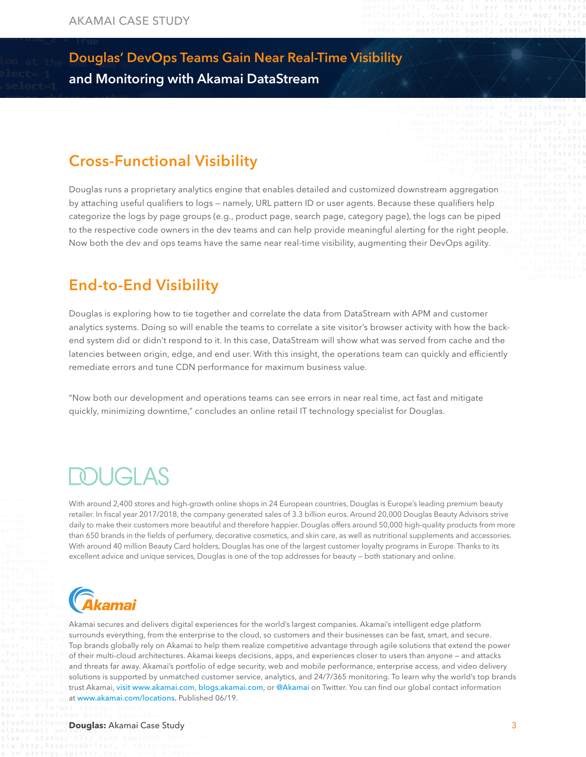# Douglas' DevOps Teams Gain Near Real-Time Visibility and Monitoring with Akamai DataStream

## Cross-Functional Visibility

Douglas runs a proprietary analytics engine that enables detailed and customized downstream aggregation by attaching useful qualifiers to logs — namely, URL pattern ID or user agents. Because these qualifiers help categorize the logs by page groups (e.g., product page, search page, category page), the logs can be piped to the respective code owners in the dev teams and can help provide meaningful alerting for the right people. Now both the dev and ops teams have the same near real-time visibility, augmenting their DevOps agility.

## End-to-End Visibility

Douglas is exploring how to tie together and correlate the data from DataStream with APM and customer analytics systems. Doing so will enable the teams to correlate a site visitor's browser activity with how the back-end system did or didn't respond to it. In this case, DataStream will show what was served from cache and the latencies between origin, edge, and end user. With this insight, the operations team can quickly and efficiently remediate errors and tune CDN performance for maximum business value.

"Now both our development and operations teams can see errors in near real time, act fast and mitigate quickly, minimizing downtime," concludes an online retail IT technology specialist for Douglas.

DOUGLAS

With around 2,400 stores and high-growth online shops in 24 European countries, Douglas is Europe's leading premium beauty retailer. In fiscal year 2017/2018, the company generated sales of 3.3 billion euros. Around 20,000 Douglas Beauty Advisors strive daily to make their customers more beautiful and therefore happier. Douglas offers around 50,000 high-quality products from more than 650 brands in the fields of perfumery, decorative cosmetics, and skin care, as well as nutritional supplements and accessories. With around 40 million Beauty Card holders, Douglas has one of the largest customer loyalty programs in Europe. Thanks to its excellent advice and unique services, Douglas is one of the top addresses for beauty — both stationary and online.

Akamai

Akamai secures and delivers digital experiences for the world's largest companies. Akamai's intelligent edge platform surrounds everything, from the enterprise to the cloud, so customers and their businesses can be fast, smart, and secure. Top brands globally rely on Akamai to help them realize competitive advantage through agile solutions that extend the power of their multi-cloud architectures. Akamai keeps decisions, apps, and experiences closer to users than anyone — and attacks and threats far away. Akamai's portfolio of edge security, web and mobile performance, enterprise access, and video delivery solutions is supported by unmatched customer service, analytics, and 24/7/365 monitoring. To learn why the world's top brands trust Akamai, visit www.akamai.com, blogs.akamai.com, or @Akamai on Twitter. You can find our global contact information at www.akamai.com/locations. Published 06/19.